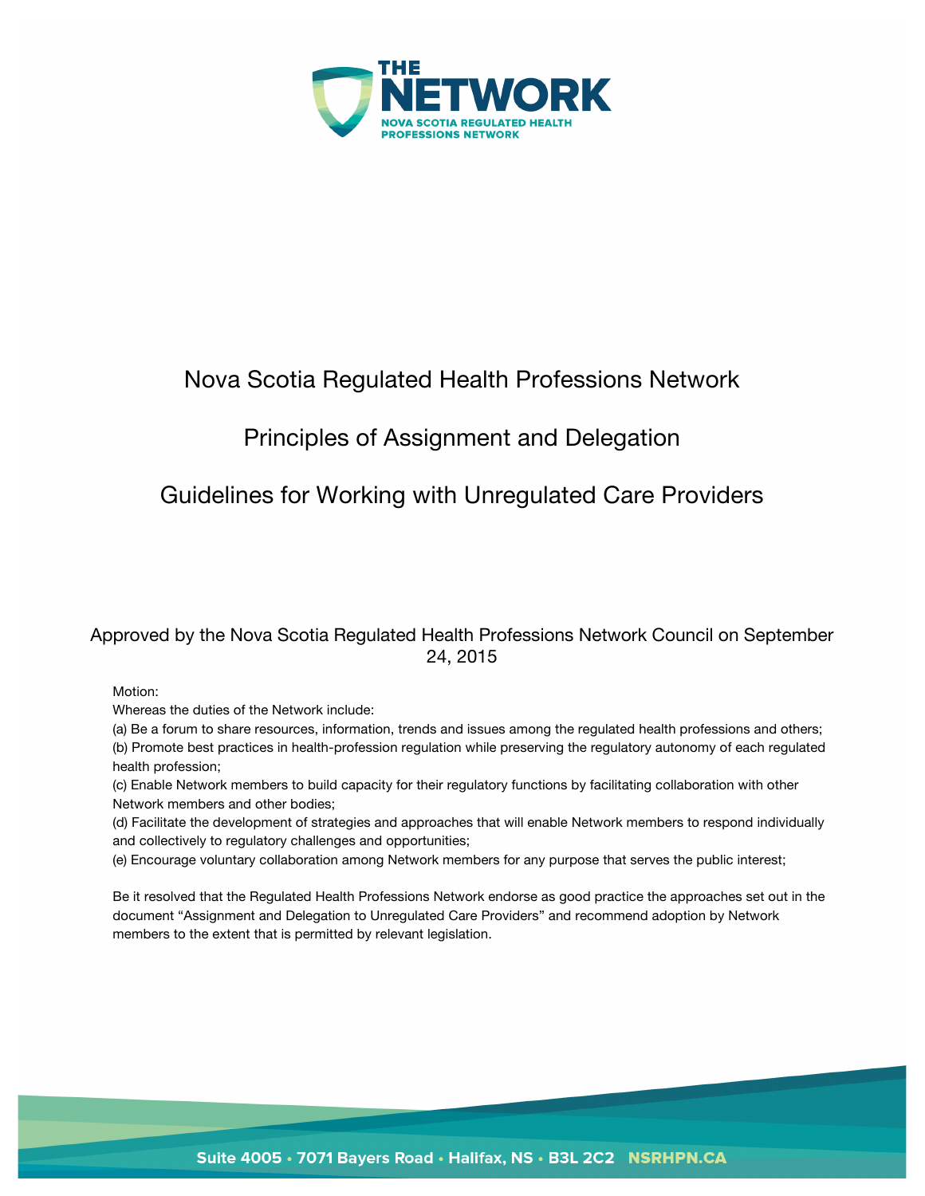THE NETWORK

NOVA SCOTIA REGULATED HEALTH PROFESSIONS NETWORK

# Nova Scotia Regulated Health Professions Network

# Principles of Assignment and Delegation

# Guidelines for Working with Unregulated Care Providers

Approved by the Nova Scotia Regulated Health Professions Network Council on September 24, 2015

Motion:

Whereas the duties of the Network include:

(a) Be a forum to share resources, information, trends and issues among the regulated health professions and others;

(b) Promote best practices in health-profession regulation while preserving the regulatory autonomy of each regulated health profession;

(c) Enable Network members to build capacity for their regulatory functions by facilitating collaboration with other Network members and other bodies;

(d) Facilitate the development of strategies and approaches that will enable Network members to respond individually and collectively to regulatory challenges and opportunities;

(e) Encourage voluntary collaboration among Network members for any purpose that serves the public interest;

Be it resolved that the Regulated Health Professions Network endorse as good practice the approaches set out in the document "Assignment and Delegation to Unregulated Care Providers" and recommend adoption by Network members to the extent that is permitted by relevant legislation.

Suite 4005 • 7071 Bayers Road • Halifax, NS • B3L 2C2 NSRHPN.CA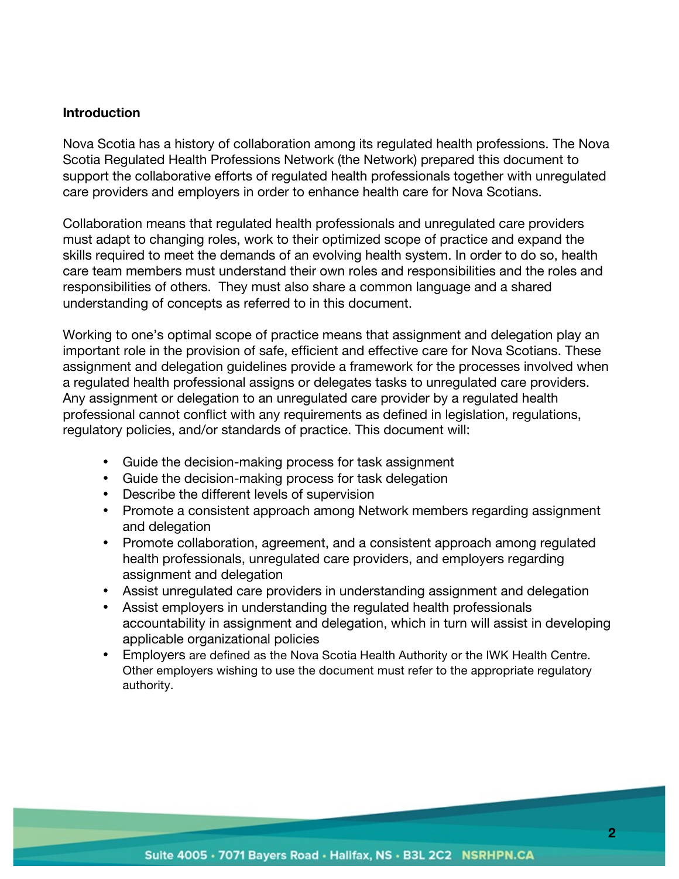**Introduction**

Nova Scotia has a history of collaboration among its regulated health professions. The Nova Scotia Regulated Health Professions Network (the Network) prepared this document to support the collaborative efforts of regulated health professionals together with unregulated care providers and employers in order to enhance health care for Nova Scotians.

Collaboration means that regulated health professionals and unregulated care providers must adapt to changing roles, work to their optimized scope of practice and expand the skills required to meet the demands of an evolving health system. In order to do so, health care team members must understand their own roles and responsibilities and the roles and responsibilities of others. They must also share a common language and a shared understanding of concepts as referred to in this document.

Working to one's optimal scope of practice means that assignment and delegation play an important role in the provision of safe, efficient and effective care for Nova Scotians. These assignment and delegation guidelines provide a framework for the processes involved when a regulated health professional assigns or delegates tasks to unregulated care providers. Any assignment or delegation to an unregulated care provider by a regulated health professional cannot conflict with any requirements as defined in legislation, regulations, regulatory policies, and/or standards of practice. This document will:

- Guide the decision-making process for task assignment
- Guide the decision-making process for task delegation
- Describe the different levels of supervision
- Promote a consistent approach among Network members regarding assignment and delegation
- Promote collaboration, agreement, and a consistent approach among regulated health professionals, unregulated care providers, and employers regarding assignment and delegation
- Assist unregulated care providers in understanding assignment and delegation
- Assist employers in understanding the regulated health professionals accountability in assignment and delegation, which in turn will assist in developing applicable organizational policies
- Employers are defined as the Nova Scotia Health Authority or the IWK Health Centre. Other employers wishing to use the document must refer to the appropriate regulatory authority.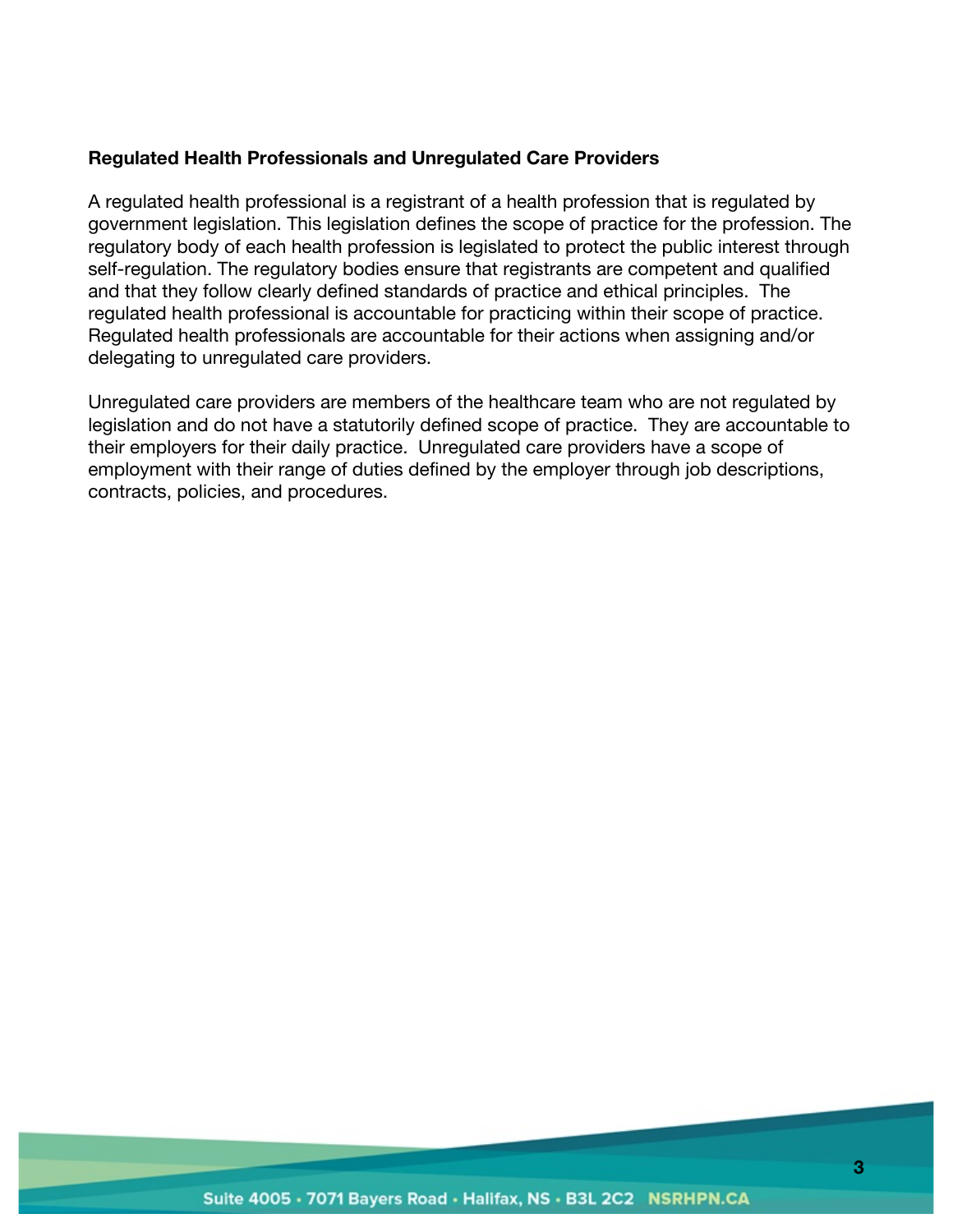**Regulated Health Professionals and Unregulated Care Providers**

A regulated health professional is a registrant of a health profession that is regulated by government legislation. This legislation defines the scope of practice for the profession. The regulatory body of each health profession is legislated to protect the public interest through self-regulation. The regulatory bodies ensure that registrants are competent and qualified and that they follow clearly defined standards of practice and ethical principles. The regulated health professional is accountable for practicing within their scope of practice. Regulated health professionals are accountable for their actions when assigning and/or delegating to unregulated care providers.

Unregulated care providers are members of the healthcare team who are not regulated by legislation and do not have a statutorily defined scope of practice. They are accountable to their employers for their daily practice. Unregulated care providers have a scope of employment with their range of duties defined by the employer through job descriptions, contracts, policies, and procedures.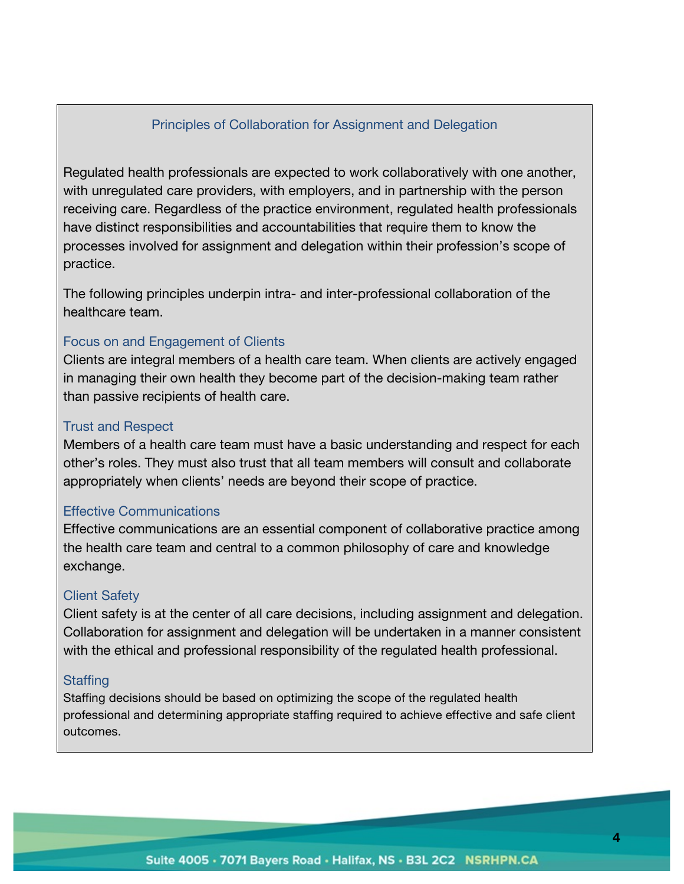## Principles of Collaboration for Assignment and Delegation

Regulated health professionals are expected to work collaboratively with one another, with unregulated care providers, with employers, and in partnership with the person receiving care. Regardless of the practice environment, regulated health professionals have distinct responsibilities and accountabilities that require them to know the processes involved for assignment and delegation within their profession's scope of practice.

The following principles underpin intra- and inter-professional collaboration of the healthcare team.

### Focus on and Engagement of Clients

Clients are integral members of a health care team. When clients are actively engaged in managing their own health they become part of the decision-making team rather than passive recipients of health care.

### Trust and Respect

Members of a health care team must have a basic understanding and respect for each other's roles. They must also trust that all team members will consult and collaborate appropriately when clients' needs are beyond their scope of practice.

### Effective Communications

Effective communications are an essential component of collaborative practice among the health care team and central to a common philosophy of care and knowledge exchange.

### Client Safety

Client safety is at the center of all care decisions, including assignment and delegation. Collaboration for assignment and delegation will be undertaken in a manner consistent with the ethical and professional responsibility of the regulated health professional.

### Staffing

Staffing decisions should be based on optimizing the scope of the regulated health professional and determining appropriate staffing required to achieve effective and safe client outcomes.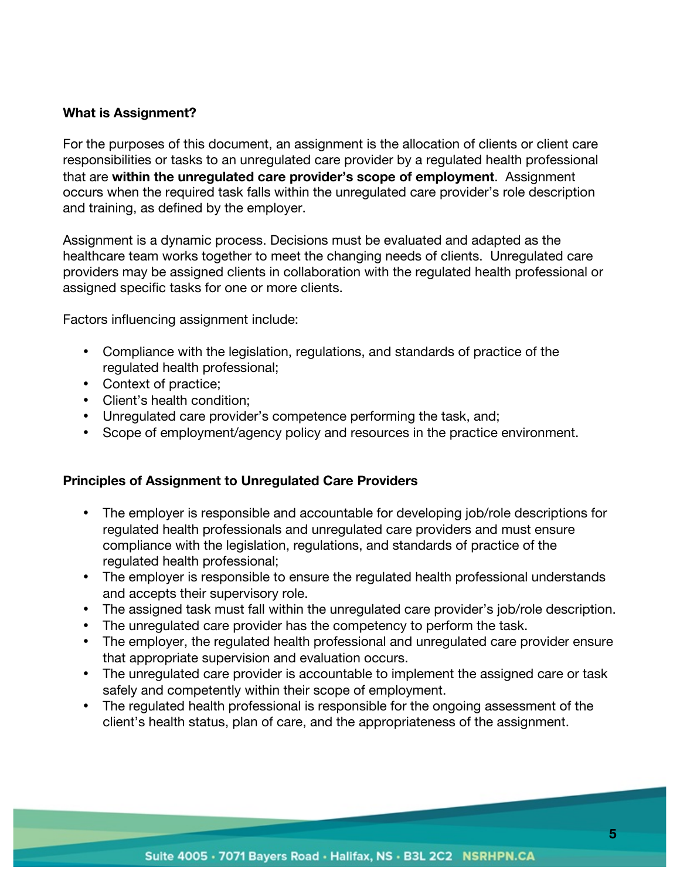### What is Assignment?

For the purposes of this document, an assignment is the allocation of clients or client care responsibilities or tasks to an unregulated care provider by a regulated health professional that are **within the unregulated care provider's scope of employment**. Assignment occurs when the required task falls within the unregulated care provider's role description and training, as defined by the employer.

Assignment is a dynamic process. Decisions must be evaluated and adapted as the healthcare team works together to meet the changing needs of clients. Unregulated care providers may be assigned clients in collaboration with the regulated health professional or assigned specific tasks for one or more clients.

Factors influencing assignment include:

- Compliance with the legislation, regulations, and standards of practice of the regulated health professional;
- Context of practice;
- Client's health condition;
- Unregulated care provider's competence performing the task, and;
- Scope of employment/agency policy and resources in the practice environment.

### Principles of Assignment to Unregulated Care Providers

- The employer is responsible and accountable for developing job/role descriptions for regulated health professionals and unregulated care providers and must ensure compliance with the legislation, regulations, and standards of practice of the regulated health professional;
- The employer is responsible to ensure the regulated health professional understands and accepts their supervisory role.
- The assigned task must fall within the unregulated care provider's job/role description.
- The unregulated care provider has the competency to perform the task.
- The employer, the regulated health professional and unregulated care provider ensure that appropriate supervision and evaluation occurs.
- The unregulated care provider is accountable to implement the assigned care or task safely and competently within their scope of employment.
- The regulated health professional is responsible for the ongoing assessment of the client's health status, plan of care, and the appropriateness of the assignment.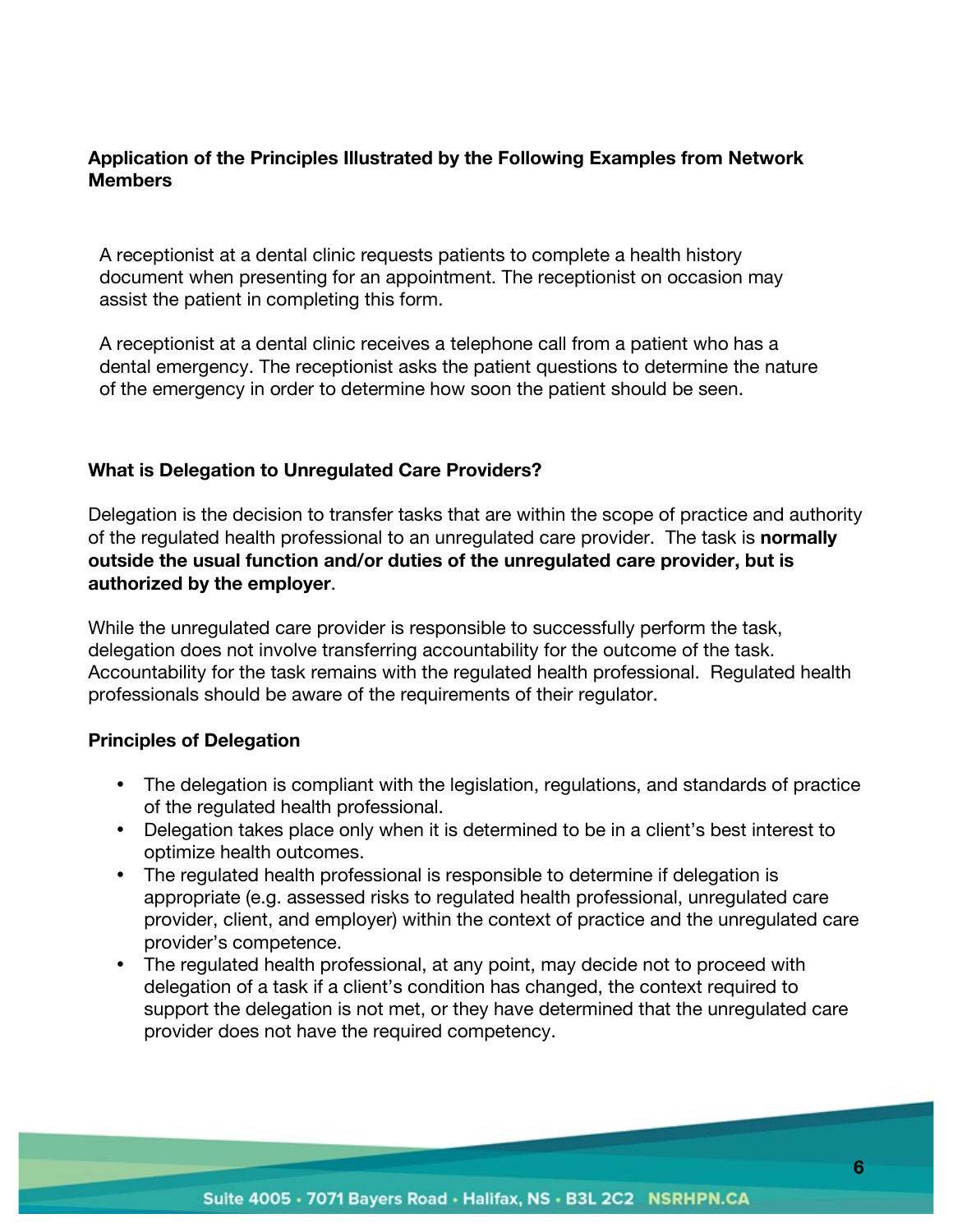**Application of the Principles Illustrated by the Following Examples from Network Members**

A receptionist at a dental clinic requests patients to complete a health history document when presenting for an appointment. The receptionist on occasion may assist the patient in completing this form.

A receptionist at a dental clinic receives a telephone call from a patient who has a dental emergency. The receptionist asks the patient questions to determine the nature of the emergency in order to determine how soon the patient should be seen.

**What is Delegation to Unregulated Care Providers?**

Delegation is the decision to transfer tasks that are within the scope of practice and authority of the regulated health professional to an unregulated care provider. The task is **normally outside the usual function and/or duties of the unregulated care provider, but is authorized by the employer**.

While the unregulated care provider is responsible to successfully perform the task, delegation does not involve transferring accountability for the outcome of the task. Accountability for the task remains with the regulated health professional. Regulated health professionals should be aware of the requirements of their regulator.

**Principles of Delegation**

- The delegation is compliant with the legislation, regulations, and standards of practice of the regulated health professional.
- Delegation takes place only when it is determined to be in a client's best interest to optimize health outcomes.
- The regulated health professional is responsible to determine if delegation is appropriate (e.g. assessed risks to regulated health professional, unregulated care provider, client, and employer) within the context of practice and the unregulated care provider's competence.
- The regulated health professional, at any point, may decide not to proceed with delegation of a task if a client's condition has changed, the context required to support the delegation is not met, or they have determined that the unregulated care provider does not have the required competency.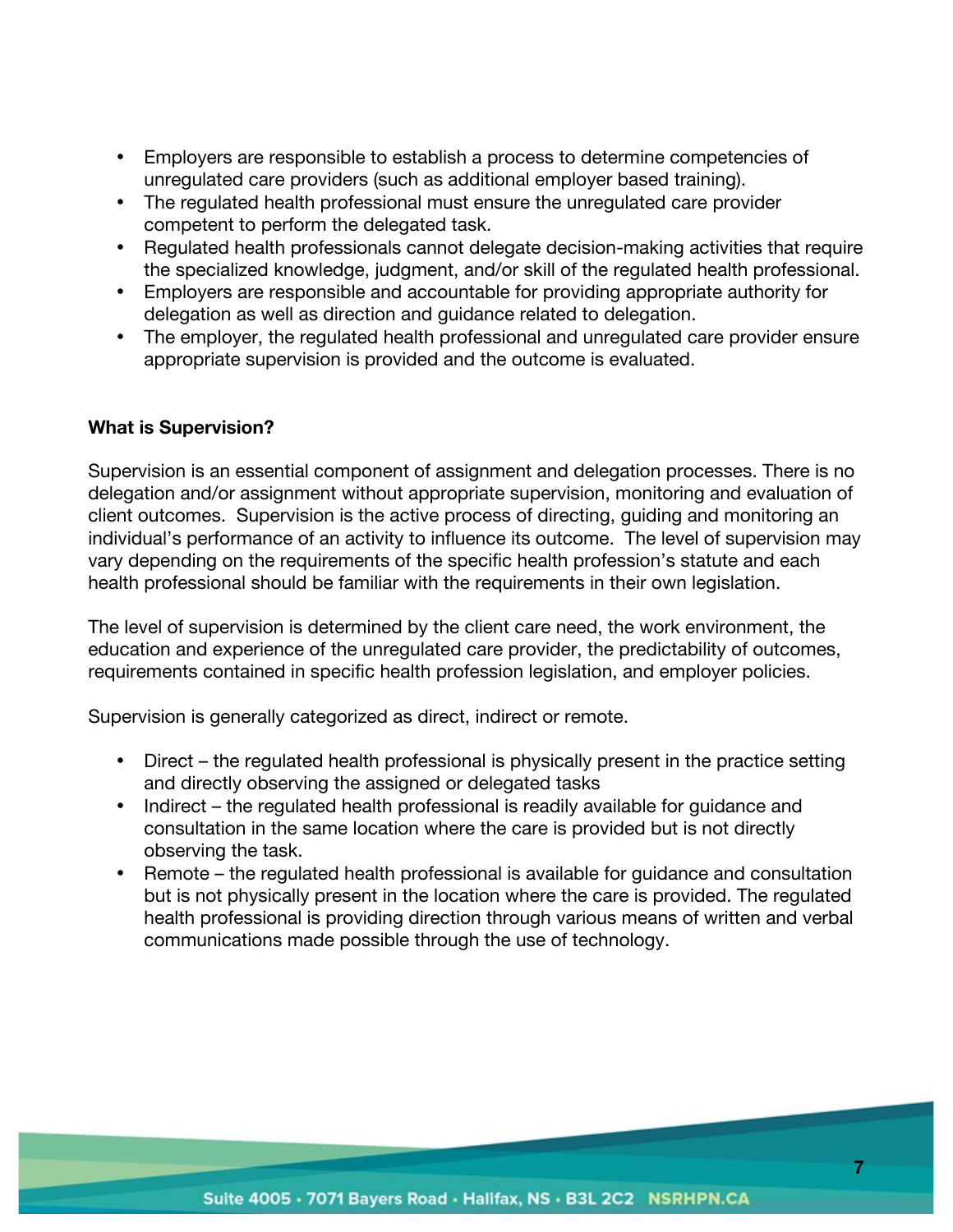- Employers are responsible to establish a process to determine competencies of unregulated care providers (such as additional employer based training).
- The regulated health professional must ensure the unregulated care provider competent to perform the delegated task.
- Regulated health professionals cannot delegate decision-making activities that require the specialized knowledge, judgment, and/or skill of the regulated health professional.
- Employers are responsible and accountable for providing appropriate authority for delegation as well as direction and guidance related to delegation.
- The employer, the regulated health professional and unregulated care provider ensure appropriate supervision is provided and the outcome is evaluated.

**What is Supervision?**

Supervision is an essential component of assignment and delegation processes. There is no delegation and/or assignment without appropriate supervision, monitoring and evaluation of client outcomes. Supervision is the active process of directing, guiding and monitoring an individual's performance of an activity to influence its outcome. The level of supervision may vary depending on the requirements of the specific health profession's statute and each health professional should be familiar with the requirements in their own legislation.

The level of supervision is determined by the client care need, the work environment, the education and experience of the unregulated care provider, the predictability of outcomes, requirements contained in specific health profession legislation, and employer policies.

Supervision is generally categorized as direct, indirect or remote.

- Direct – the regulated health professional is physically present in the practice setting and directly observing the assigned or delegated tasks
- Indirect – the regulated health professional is readily available for guidance and consultation in the same location where the care is provided but is not directly observing the task.
- Remote – the regulated health professional is available for guidance and consultation but is not physically present in the location where the care is provided. The regulated health professional is providing direction through various means of written and verbal communications made possible through the use of technology.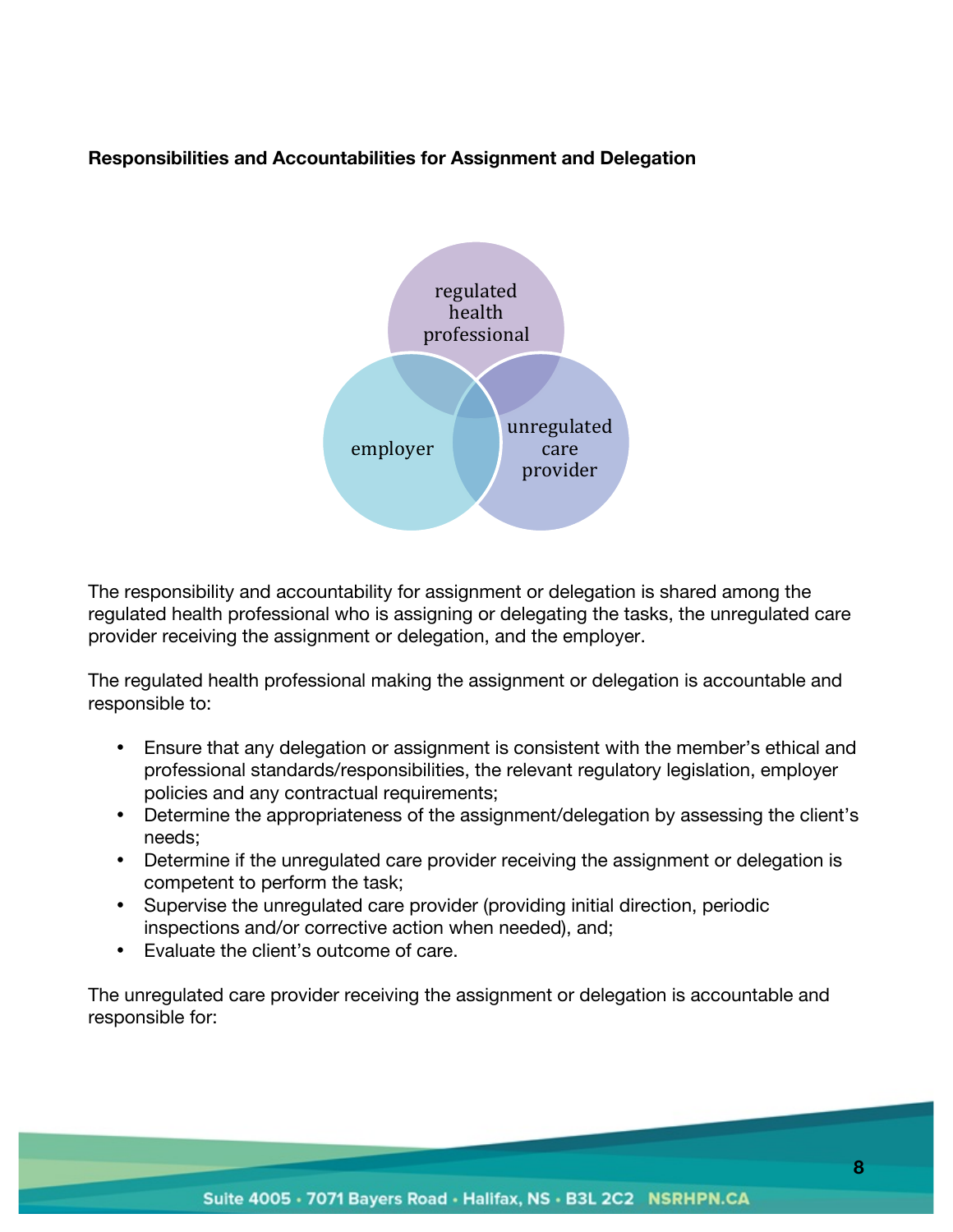**Responsibilities and Accountabilities for Assignment and Delegation**

regulated health professional

employer

unregulated care provider

The responsibility and accountability for assignment or delegation is shared among the regulated health professional who is assigning or delegating the tasks, the unregulated care provider receiving the assignment or delegation, and the employer.

The regulated health professional making the assignment or delegation is accountable and responsible to:

- Ensure that any delegation or assignment is consistent with the member's ethical and professional standards/responsibilities, the relevant regulatory legislation, employer policies and any contractual requirements;
- Determine the appropriateness of the assignment/delegation by assessing the client's needs;
- Determine if the unregulated care provider receiving the assignment or delegation is competent to perform the task;
- Supervise the unregulated care provider (providing initial direction, periodic inspections and/or corrective action when needed), and;
- Evaluate the client's outcome of care.

The unregulated care provider receiving the assignment or delegation is accountable and responsible for: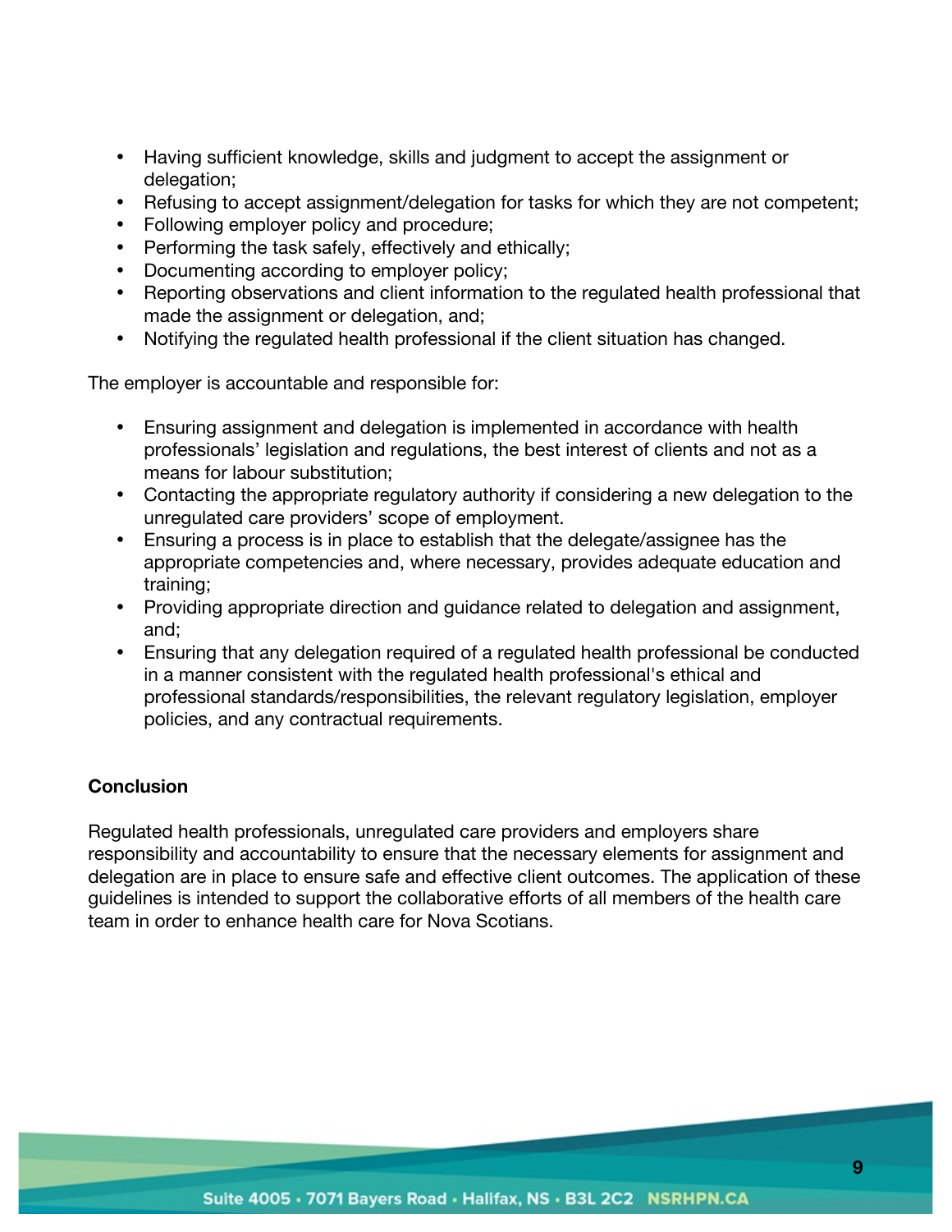- Having sufficient knowledge, skills and judgment to accept the assignment or delegation;
- Refusing to accept assignment/delegation for tasks for which they are not competent;
- Following employer policy and procedure;
- Performing the task safely, effectively and ethically;
- Documenting according to employer policy;
- Reporting observations and client information to the regulated health professional that made the assignment or delegation, and;
- Notifying the regulated health professional if the client situation has changed.

The employer is accountable and responsible for:

- Ensuring assignment and delegation is implemented in accordance with health professionals' legislation and regulations, the best interest of clients and not as a means for labour substitution;
- Contacting the appropriate regulatory authority if considering a new delegation to the unregulated care providers' scope of employment.
- Ensuring a process is in place to establish that the delegate/assignee has the appropriate competencies and, where necessary, provides adequate education and training;
- Providing appropriate direction and guidance related to delegation and assignment, and;
- Ensuring that any delegation required of a regulated health professional be conducted in a manner consistent with the regulated health professional's ethical and professional standards/responsibilities, the relevant regulatory legislation, employer policies, and any contractual requirements.

**Conclusion**

Regulated health professionals, unregulated care providers and employers share responsibility and accountability to ensure that the necessary elements for assignment and delegation are in place to ensure safe and effective client outcomes. The application of these guidelines is intended to support the collaborative efforts of all members of the health care team in order to enhance health care for Nova Scotians.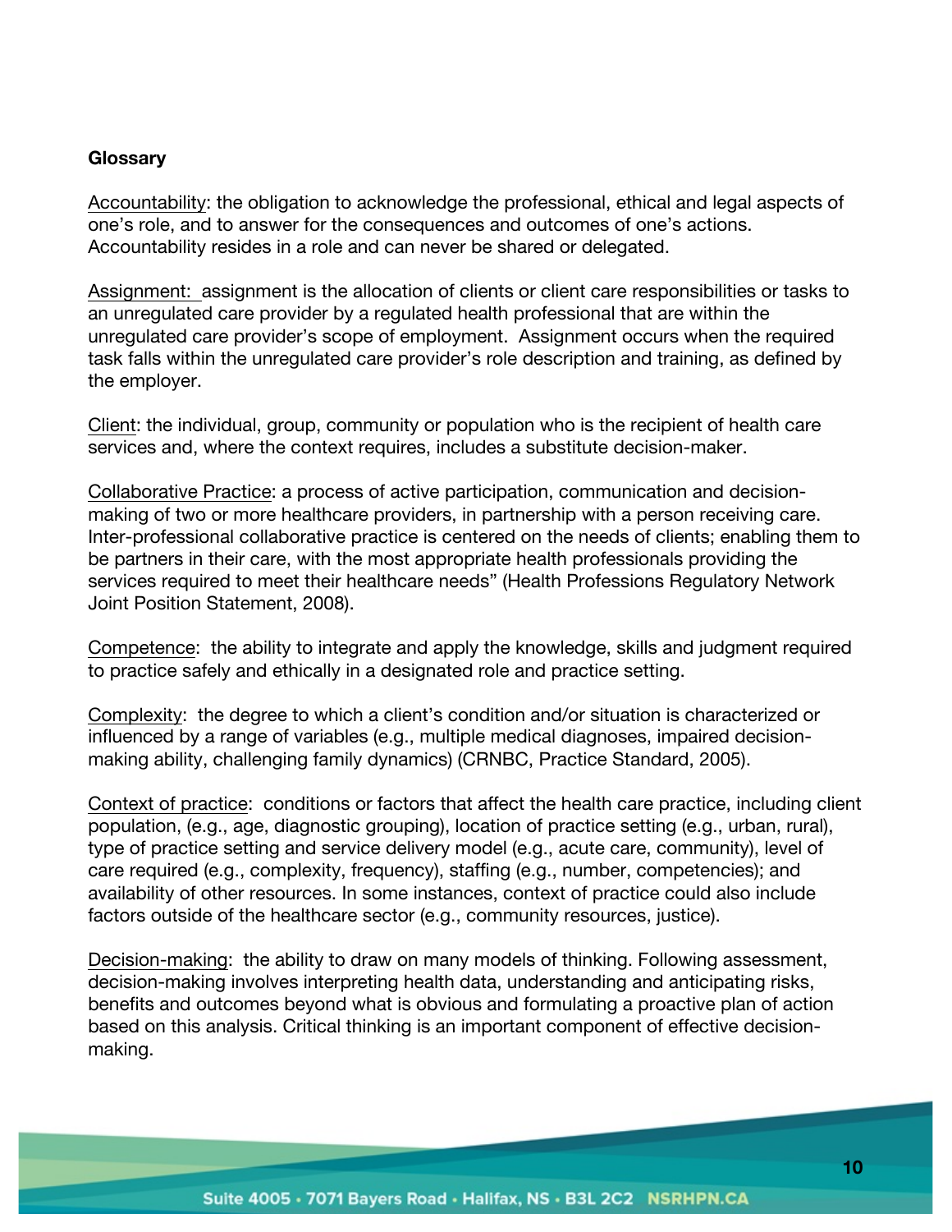**Glossary**

Accountability: the obligation to acknowledge the professional, ethical and legal aspects of one's role, and to answer for the consequences and outcomes of one's actions. Accountability resides in a role and can never be shared or delegated.

Assignment: assignment is the allocation of clients or client care responsibilities or tasks to an unregulated care provider by a regulated health professional that are within the unregulated care provider's scope of employment. Assignment occurs when the required task falls within the unregulated care provider's role description and training, as defined by the employer.

Client: the individual, group, community or population who is the recipient of health care services and, where the context requires, includes a substitute decision-maker.

Collaborative Practice: a process of active participation, communication and decision-making of two or more healthcare providers, in partnership with a person receiving care. Inter-professional collaborative practice is centered on the needs of clients; enabling them to be partners in their care, with the most appropriate health professionals providing the services required to meet their healthcare needs" (Health Professions Regulatory Network Joint Position Statement, 2008).

Competence: the ability to integrate and apply the knowledge, skills and judgment required to practice safely and ethically in a designated role and practice setting.

Complexity: the degree to which a client's condition and/or situation is characterized or influenced by a range of variables (e.g., multiple medical diagnoses, impaired decision-making ability, challenging family dynamics) (CRNBC, Practice Standard, 2005).

Context of practice: conditions or factors that affect the health care practice, including client population, (e.g., age, diagnostic grouping), location of practice setting (e.g., urban, rural), type of practice setting and service delivery model (e.g., acute care, community), level of care required (e.g., complexity, frequency), staffing (e.g., number, competencies); and availability of other resources. In some instances, context of practice could also include factors outside of the healthcare sector (e.g., community resources, justice).

Decision-making: the ability to draw on many models of thinking. Following assessment, decision-making involves interpreting health data, understanding and anticipating risks, benefits and outcomes beyond what is obvious and formulating a proactive plan of action based on this analysis. Critical thinking is an important component of effective decision-making.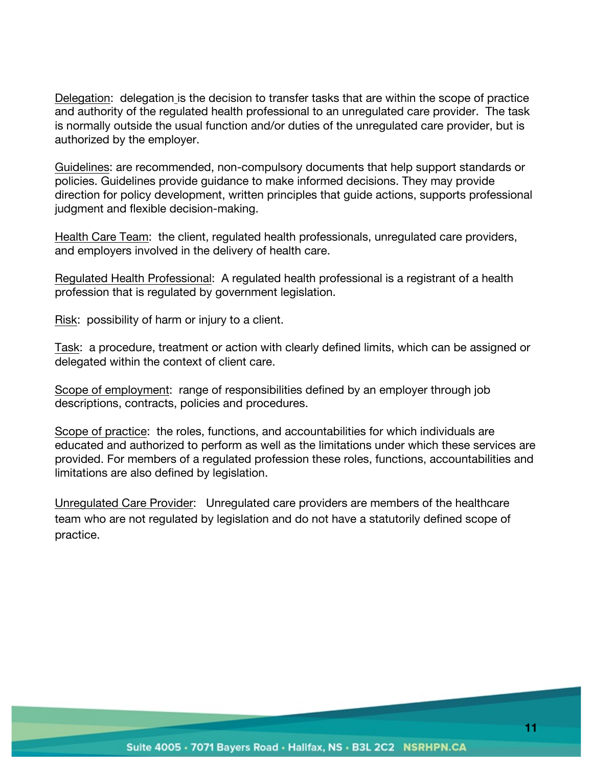Delegation: delegation is the decision to transfer tasks that are within the scope of practice and authority of the regulated health professional to an unregulated care provider. The task is normally outside the usual function and/or duties of the unregulated care provider, but is authorized by the employer.

Guidelines: are recommended, non-compulsory documents that help support standards or policies. Guidelines provide guidance to make informed decisions. They may provide direction for policy development, written principles that guide actions, supports professional judgment and flexible decision-making.

Health Care Team: the client, regulated health professionals, unregulated care providers, and employers involved in the delivery of health care.

Regulated Health Professional: A regulated health professional is a registrant of a health profession that is regulated by government legislation.

Risk: possibility of harm or injury to a client.

Task: a procedure, treatment or action with clearly defined limits, which can be assigned or delegated within the context of client care.

Scope of employment: range of responsibilities defined by an employer through job descriptions, contracts, policies and procedures.

Scope of practice: the roles, functions, and accountabilities for which individuals are educated and authorized to perform as well as the limitations under which these services are provided. For members of a regulated profession these roles, functions, accountabilities and limitations are also defined by legislation.

Unregulated Care Provider: Unregulated care providers are members of the healthcare team who are not regulated by legislation and do not have a statutorily defined scope of practice.